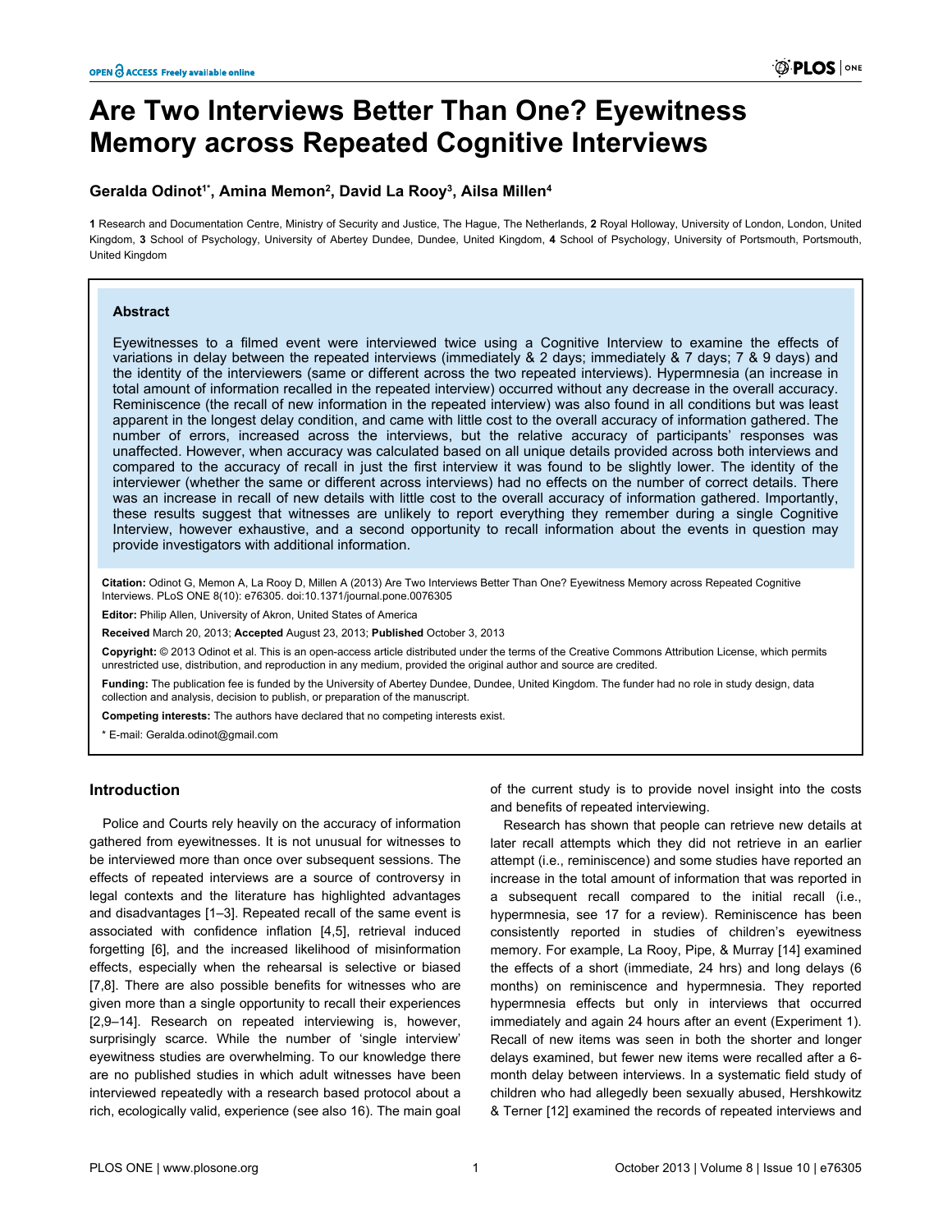# Are Two Interviews Better Than One? Eyewitness Memory across Repeated Cognitive Interviews

**Geralda Odinot[1*], Amina Memon[2], David La Rooy[3], Ailsa Millen[4]**

**1** Research and Documentation Centre, Ministry of Security and Justice, The Hague, The Netherlands, **2** Royal Holloway, University of London, London, United Kingdom, **3** School of Psychology, University of Abertey Dundee, Dundee, United Kingdom, **4** School of Psychology, University of Portsmouth, Portsmouth, United Kingdom

## Abstract

Eyewitnesses to a filmed event were interviewed twice using a Cognitive Interview to examine the effects of variations in delay between the repeated interviews (immediately & 2 days; immediately & 7 days; 7 & 9 days) and the identity of the interviewers (same or different across the two repeated interviews). Hypermnesia (an increase in total amount of information recalled in the repeated interview) occurred without any decrease in the overall accuracy. Reminiscence (the recall of new information in the repeated interview) was also found in all conditions but was least apparent in the longest delay condition, and came with little cost to the overall accuracy of information gathered. The number of errors, increased across the interviews, but the relative accuracy of participants' responses was unaffected. However, when accuracy was calculated based on all unique details provided across both interviews and compared to the accuracy of recall in just the first interview it was found to be slightly lower. The identity of the interviewer (whether the same or different across interviews) had no effects on the number of correct details. There was an increase in recall of new details with little cost to the overall accuracy of information gathered. Importantly, these results suggest that witnesses are unlikely to report everything they remember during a single Cognitive Interview, however exhaustive, and a second opportunity to recall information about the events in question may provide investigators with additional information.

**Citation:** Odinot G, Memon A, La Rooy D, Millen A (2013) Are Two Interviews Better Than One? Eyewitness Memory across Repeated Cognitive Interviews. PLoS ONE 8(10): e76305. doi:10.1371/journal.pone.0076305

**Editor:** Philip Allen, University of Akron, United States of America

**Received** March 20, 2013; **Accepted** August 23, 2013; **Published** October 3, 2013

**Copyright:** © 2013 Odinot et al. This is an open-access article distributed under the terms of the Creative Commons Attribution License, which permits unrestricted use, distribution, and reproduction in any medium, provided the original author and source are credited.

**Funding:** The publication fee is funded by the University of Abertey Dundee, Dundee, United Kingdom. The funder had no role in study design, data collection and analysis, decision to publish, or preparation of the manuscript.

**Competing interests:** The authors have declared that no competing interests exist.

\* E-mail: Geralda.odinot@gmail.com

## Introduction

Police and Courts rely heavily on the accuracy of information gathered from eyewitnesses. It is not unusual for witnesses to be interviewed more than once over subsequent sessions. The effects of repeated interviews are a source of controversy in legal contexts and the literature has highlighted advantages and disadvantages [1–3]. Repeated recall of the same event is associated with confidence inflation [4,5], retrieval induced forgetting [6], and the increased likelihood of misinformation effects, especially when the rehearsal is selective or biased [7,8]. There are also possible benefits for witnesses who are given more than a single opportunity to recall their experiences [2,9–14]. Research on repeated interviewing is, however, surprisingly scarce. While the number of 'single interview' eyewitness studies are overwhelming. To our knowledge there are no published studies in which adult witnesses have been interviewed repeatedly with a research based protocol about a rich, ecologically valid, experience (see also 16). The main goal of the current study is to provide novel insight into the costs and benefits of repeated interviewing.

Research has shown that people can retrieve new details at later recall attempts which they did not retrieve in an earlier attempt (i.e., reminiscence) and some studies have reported an increase in the total amount of information that was reported in a subsequent recall compared to the initial recall (i.e., hypermnesia, see 17 for a review). Reminiscence has been consistently reported in studies of children's eyewitness memory. For example, La Rooy, Pipe, & Murray [14] examined the effects of a short (immediate, 24 hrs) and long delays (6 months) on reminiscence and hypermnesia. They reported hypermnesia effects but only in interviews that occurred immediately and again 24 hours after an event (Experiment 1). Recall of new items was seen in both the shorter and longer delays examined, but fewer new items were recalled after a 6-month delay between interviews. In a systematic field study of children who had allegedly been sexually abused, Hershkowitz & Terner [12] examined the records of repeated interviews and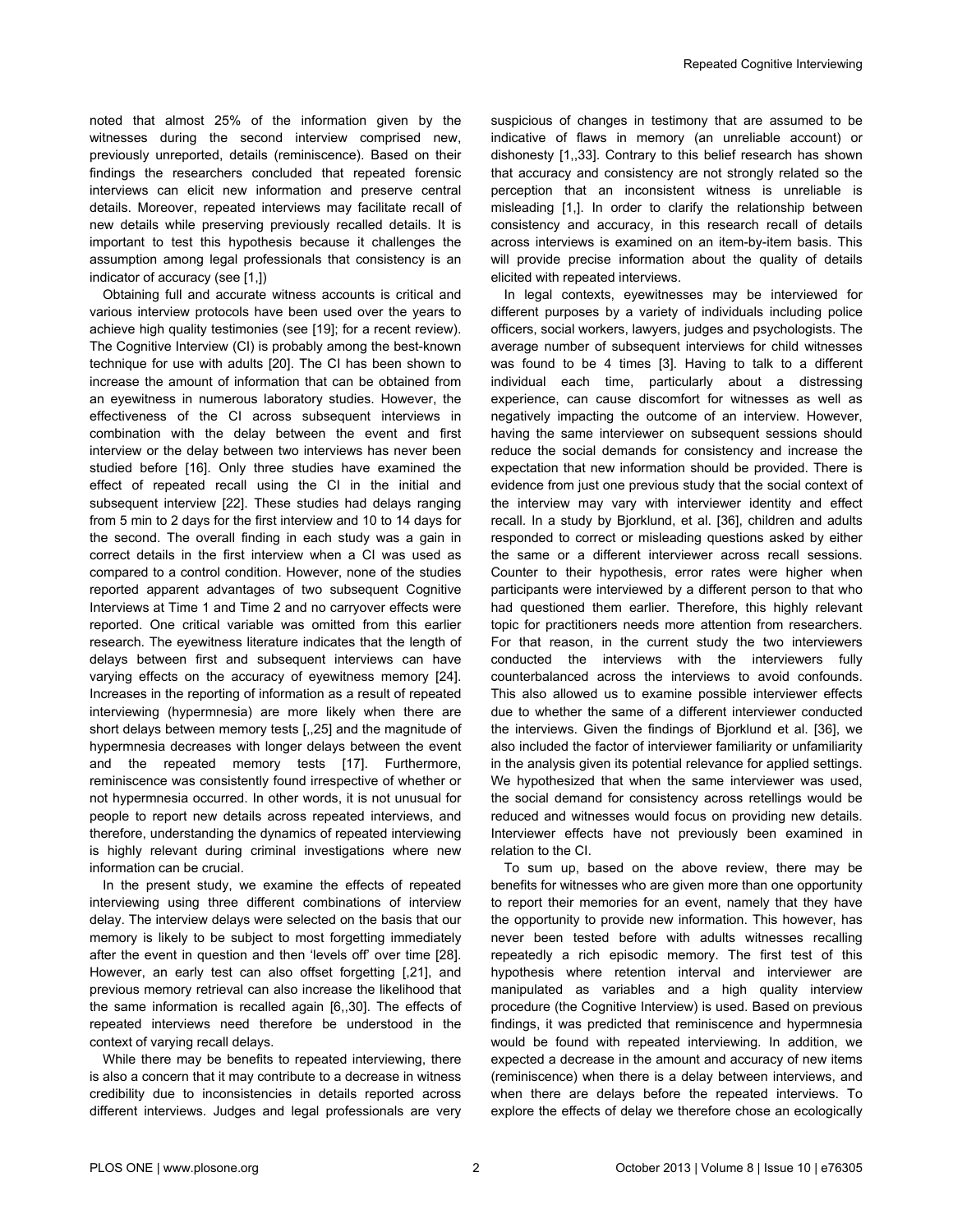noted that almost 25% of the information given by the witnesses during the second interview comprised new, previously unreported, details (reminiscence). Based on their findings the researchers concluded that repeated forensic interviews can elicit new information and preserve central details. Moreover, repeated interviews may facilitate recall of new details while preserving previously recalled details. It is important to test this hypothesis because it challenges the assumption among legal professionals that consistency is an indicator of accuracy (see [1,])

Obtaining full and accurate witness accounts is critical and various interview protocols have been used over the years to achieve high quality testimonies (see [19]; for a recent review). The Cognitive Interview (CI) is probably among the best-known technique for use with adults [20]. The CI has been shown to increase the amount of information that can be obtained from an eyewitness in numerous laboratory studies. However, the effectiveness of the CI across subsequent interviews in combination with the delay between the event and first interview or the delay between two interviews has never been studied before [16]. Only three studies have examined the effect of repeated recall using the CI in the initial and subsequent interview [22]. These studies had delays ranging from 5 min to 2 days for the first interview and 10 to 14 days for the second. The overall finding in each study was a gain in correct details in the first interview when a CI was used as compared to a control condition. However, none of the studies reported apparent advantages of two subsequent Cognitive Interviews at Time 1 and Time 2 and no carryover effects were reported. One critical variable was omitted from this earlier research. The eyewitness literature indicates that the length of delays between first and subsequent interviews can have varying effects on the accuracy of eyewitness memory [24]. Increases in the reporting of information as a result of repeated interviewing (hypermnesia) are more likely when there are short delays between memory tests [,,25] and the magnitude of hypermnesia decreases with longer delays between the event and the repeated memory tests [17]. Furthermore, reminiscence was consistently found irrespective of whether or not hypermnesia occurred. In other words, it is not unusual for people to report new details across repeated interviews, and therefore, understanding the dynamics of repeated interviewing is highly relevant during criminal investigations where new information can be crucial.

In the present study, we examine the effects of repeated interviewing using three different combinations of interview delay. The interview delays were selected on the basis that our memory is likely to be subject to most forgetting immediately after the event in question and then 'levels off' over time [28]. However, an early test can also offset forgetting [,21], and previous memory retrieval can also increase the likelihood that the same information is recalled again [6,,30]. The effects of repeated interviews need therefore be understood in the context of varying recall delays.

While there may be benefits to repeated interviewing, there is also a concern that it may contribute to a decrease in witness credibility due to inconsistencies in details reported across different interviews. Judges and legal professionals are very suspicious of changes in testimony that are assumed to be indicative of flaws in memory (an unreliable account) or dishonesty [1,,33]. Contrary to this belief research has shown that accuracy and consistency are not strongly related so the perception that an inconsistent witness is unreliable is misleading [1,]. In order to clarify the relationship between consistency and accuracy, in this research recall of details across interviews is examined on an item-by-item basis. This will provide precise information about the quality of details elicited with repeated interviews.

In legal contexts, eyewitnesses may be interviewed for different purposes by a variety of individuals including police officers, social workers, lawyers, judges and psychologists. The average number of subsequent interviews for child witnesses was found to be 4 times [3]. Having to talk to a different individual each time, particularly about a distressing experience, can cause discomfort for witnesses as well as negatively impacting the outcome of an interview. However, having the same interviewer on subsequent sessions should reduce the social demands for consistency and increase the expectation that new information should be provided. There is evidence from just one previous study that the social context of the interview may vary with interviewer identity and effect recall. In a study by Bjorklund, et al. [36], children and adults responded to correct or misleading questions asked by either the same or a different interviewer across recall sessions. Counter to their hypothesis, error rates were higher when participants were interviewed by a different person to that who had questioned them earlier. Therefore, this highly relevant topic for practitioners needs more attention from researchers. For that reason, in the current study the two interviewers conducted the interviews with the interviewers fully counterbalanced across the interviews to avoid confounds. This also allowed us to examine possible interviewer effects due to whether the same of a different interviewer conducted the interviews. Given the findings of Bjorklund et al. [36], we also included the factor of interviewer familiarity or unfamiliarity in the analysis given its potential relevance for applied settings. We hypothesized that when the same interviewer was used, the social demand for consistency across retellings would be reduced and witnesses would focus on providing new details. Interviewer effects have not previously been examined in relation to the CI.

To sum up, based on the above review, there may be benefits for witnesses who are given more than one opportunity to report their memories for an event, namely that they have the opportunity to provide new information. This however, has never been tested before with adults witnesses recalling repeatedly a rich episodic memory. The first test of this hypothesis where retention interval and interviewer are manipulated as variables and a high quality interview procedure (the Cognitive Interview) is used. Based on previous findings, it was predicted that reminiscence and hypermnesia would be found with repeated interviewing. In addition, we expected a decrease in the amount and accuracy of new items (reminiscence) when there is a delay between interviews, and when there are delays before the repeated interviews. To explore the effects of delay we therefore chose an ecologically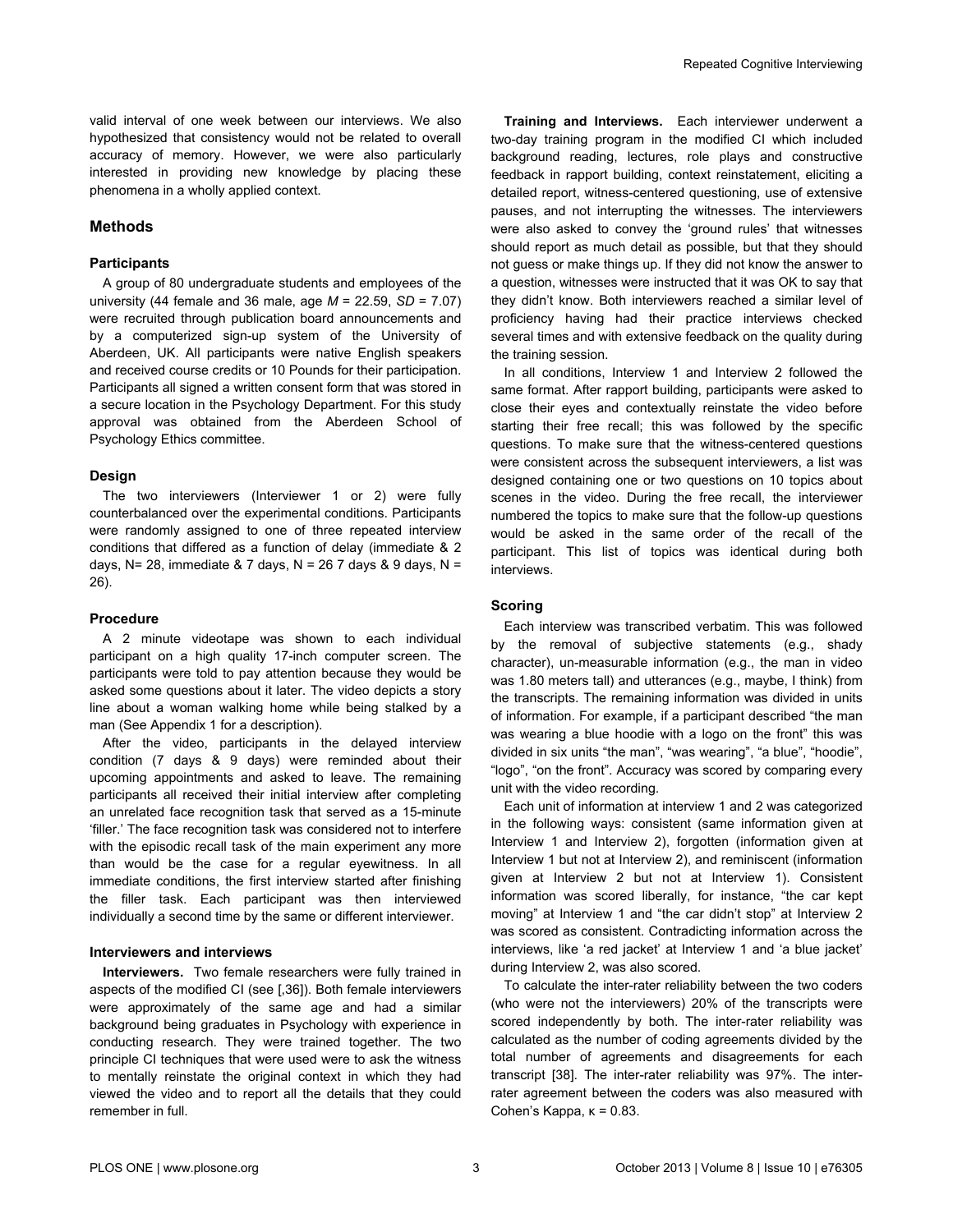valid interval of one week between our interviews. We also hypothesized that consistency would not be related to overall accuracy of memory. However, we were also particularly interested in providing new knowledge by placing these phenomena in a wholly applied context.

## Methods

### Participants

A group of 80 undergraduate students and employees of the university (44 female and 36 male, age $M$ = 22.59, $SD$ = 7.07) were recruited through publication board announcements and by a computerized sign-up system of the University of Aberdeen, UK. All participants were native English speakers and received course credits or 10 Pounds for their participation. Participants all signed a written consent form that was stored in a secure location in the Psychology Department. For this study approval was obtained from the Aberdeen School of Psychology Ethics committee.

### Design

The two interviewers (Interviewer 1 or 2) were fully counterbalanced over the experimental conditions. Participants were randomly assigned to one of three repeated interview conditions that differed as a function of delay (immediate & 2 days, N= 28, immediate & 7 days, N = 26 7 days & 9 days, N = 26).

### Procedure

A 2 minute videotape was shown to each individual participant on a high quality 17-inch computer screen. The participants were told to pay attention because they would be asked some questions about it later. The video depicts a story line about a woman walking home while being stalked by a man (See Appendix 1 for a description).

After the video, participants in the delayed interview condition (7 days & 9 days) were reminded about their upcoming appointments and asked to leave. The remaining participants all received their initial interview after completing an unrelated face recognition task that served as a 15-minute 'filler.' The face recognition task was considered not to interfere with the episodic recall task of the main experiment any more than would be the case for a regular eyewitness. In all immediate conditions, the first interview started after finishing the filler task. Each participant was then interviewed individually a second time by the same or different interviewer.

### Interviewers and interviews

**Interviewers.** Two female researchers were fully trained in aspects of the modified CI (see [,36]). Both female interviewers were approximately of the same age and had a similar background being graduates in Psychology with experience in conducting research. They were trained together. The two principle CI techniques that were used were to ask the witness to mentally reinstate the original context in which they had viewed the video and to report all the details that they could remember in full.

**Training and Interviews.** Each interviewer underwent a two-day training program in the modified CI which included background reading, lectures, role plays and constructive feedback in rapport building, context reinstatement, eliciting a detailed report, witness-centered questioning, use of extensive pauses, and not interrupting the witnesses. The interviewers were also asked to convey the 'ground rules' that witnesses should report as much detail as possible, but that they should not guess or make things up. If they did not know the answer to a question, witnesses were instructed that it was OK to say that they didn't know. Both interviewers reached a similar level of proficiency having had their practice interviews checked several times and with extensive feedback on the quality during the training session.

In all conditions, Interview 1 and Interview 2 followed the same format. After rapport building, participants were asked to close their eyes and contextually reinstate the video before starting their free recall; this was followed by the specific questions. To make sure that the witness-centered questions were consistent across the subsequent interviewers, a list was designed containing one or two questions on 10 topics about scenes in the video. During the free recall, the interviewer numbered the topics to make sure that the follow-up questions would be asked in the same order of the recall of the participant. This list of topics was identical during both interviews.

### Scoring

Each interview was transcribed verbatim. This was followed by the removal of subjective statements (e.g., shady character), un-measurable information (e.g., the man in video was 1.80 meters tall) and utterances (e.g., maybe, I think) from the transcripts. The remaining information was divided in units of information. For example, if a participant described "the man was wearing a blue hoodie with a logo on the front" this was divided in six units "the man", "was wearing", "a blue", "hoodie", "logo", "on the front". Accuracy was scored by comparing every unit with the video recording.

Each unit of information at interview 1 and 2 was categorized in the following ways: consistent (same information given at Interview 1 and Interview 2), forgotten (information given at Interview 1 but not at Interview 2), and reminiscent (information given at Interview 2 but not at Interview 1). Consistent information was scored liberally, for instance, "the car kept moving" at Interview 1 and "the car didn't stop" at Interview 2 was scored as consistent. Contradicting information across the interviews, like 'a red jacket' at Interview 1 and 'a blue jacket' during Interview 2, was also scored.

To calculate the inter-rater reliability between the two coders (who were not the interviewers) 20% of the transcripts were scored independently by both. The inter-rater reliability was calculated as the number of coding agreements divided by the total number of agreements and disagreements for each transcript [38]. The inter-rater reliability was 97%. The inter-rater agreement between the coders was also measured with Cohen's Kappa, $\kappa$ = 0.83.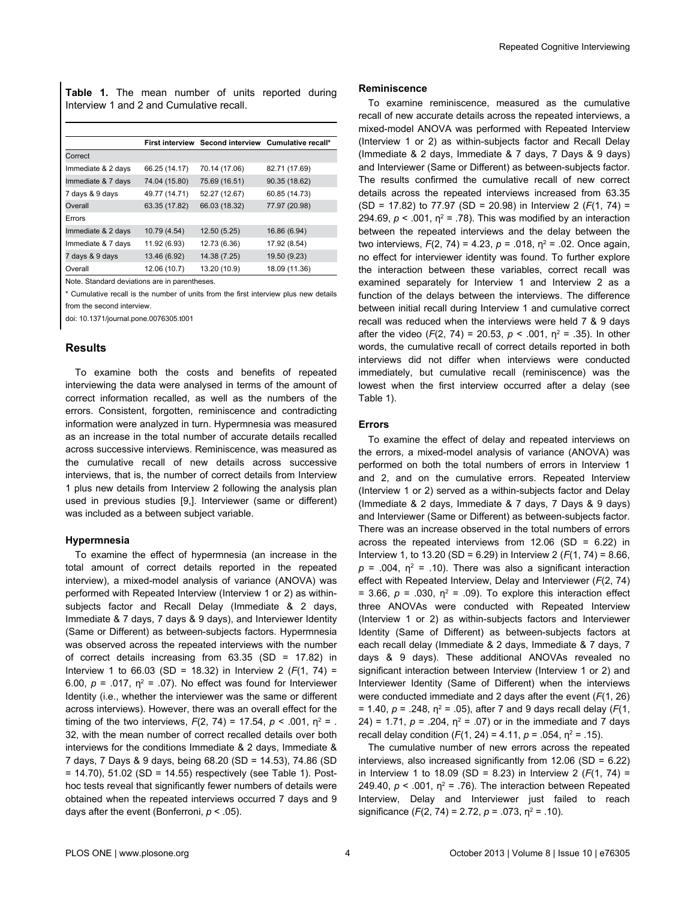**Table 1.** The mean number of units reported during Interview 1 and 2 and Cumulative recall.

| | First interview | Second interview | Cumulative recall* |
|---|---|---|---|
| Correct | | | |
| Immediate & 2 days | 66.25 (14.17) | 70.14 (17.06) | 82.71 (17.69) |
| Immediate & 7 days | 74.04 (15.80) | 75.69 (16.51) | 90.35 (18.62) |
| 7 days & 9 days | 49.77 (14.71) | 52.27 (12.67) | 60.85 (14.73) |
| Overall | 63.35 (17.82) | 66.03 (18.32) | 77.97 (20.98) |
| Errors | | | |
| Immediate & 2 days | 10.79 (4.54) | 12.50 (5.25) | 16.86 (6.94) |
| Immediate & 7 days | 11.92 (6.93) | 12.73 (6.36) | 17.92 (8.54) |
| 7 days & 9 days | 13.46 (6.92) | 14.38 (7.25) | 19.50 (9.23) |
| Overall | 12.06 (10.7) | 13.20 (10.9) | 18.09 (11.36) |

Note. Standard deviations are in parentheses.

* Cumulative recall is the number of units from the first interview plus new details from the second interview.

doi: 10.1371/journal.pone.0076305.t001

## Results

To examine both the costs and benefits of repeated interviewing the data were analysed in terms of the amount of correct information recalled, as well as the numbers of the errors. Consistent, forgotten, reminiscence and contradicting information were analyzed in turn. Hypermnesia was measured as an increase in the total number of accurate details recalled across successive interviews. Reminiscence, was measured as the cumulative recall of new details across successive interviews, that is, the number of correct details from Interview 1 plus new details from Interview 2 following the analysis plan used in previous studies [9,]. Interviewer (same or different) was included as a between subject variable.

### Hypermnesia

To examine the effect of hypermnesia (an increase in the total amount of correct details reported in the repeated interview), a mixed-model analysis of variance (ANOVA) was performed with Repeated Interview (Interview 1 or 2) as within-subjects factor and Recall Delay (Immediate & 2 days, Immediate & 7 days, 7 days & 9 days), and Interviewer Identity (Same or Different) as between-subjects factors. Hypermnesia was observed across the repeated interviews with the number of correct details increasing from 63.35 (SD = 17.82) in Interview 1 to 66.03 (SD = 18.32) in Interview 2 ($F(1, 74) = 6.00$, $p = .017$, $\eta^2 = .07$). No effect was found for Interviewer Identity (i.e., whether the interviewer was the same or different across interviews). However, there was an overall effect for the timing of the two interviews, $F(2, 74) = 17.54$, $p < .001$, $\eta^2 = .32$, with the mean number of correct recalled details over both interviews for the conditions Immediate & 2 days, Immediate & 7 days, 7 Days & 9 days, being 68.20 (SD = 14.53), 74.86 (SD = 14.70), 51.02 (SD = 14.55) respectively (see Table 1). Post-hoc tests reveal that significantly fewer numbers of details were obtained when the repeated interviews occurred 7 days and 9 days after the event (Bonferroni, $p < .05$).

### Reminiscence

To examine reminiscence, measured as the cumulative recall of new accurate details across the repeated interviews, a mixed-model ANOVA was performed with Repeated Interview (Interview 1 or 2) as within-subjects factor and Recall Delay (Immediate & 2 days, Immediate & 7 days, 7 Days & 9 days) and Interviewer (Same or Different) as between-subjects factor. The results confirmed the cumulative recall of new correct details across the repeated interviews increased from 63.35 (SD = 17.82) to 77.97 (SD = 20.98) in Interview 2 ($F(1, 74) = 294.69$, $p < .001$, $\eta^2 = .78$). This was modified by an interaction between the repeated interviews and the delay between the two interviews, $F(2, 74) = 4.23$, $p = .018$, $\eta^2 = .02$. Once again, no effect for interviewer identity was found. To further explore the interaction between these variables, correct recall was examined separately for Interview 1 and Interview 2 as a function of the delays between the interviews. The difference between initial recall during Interview 1 and cumulative correct recall was reduced when the interviews were held 7 & 9 days after the video ($F(2, 74) = 20.53$, $p < .001$, $\eta^2 = .35$). In other words, the cumulative recall of correct details reported in both interviews did not differ when interviews were conducted immediately, but cumulative recall (reminiscence) was the lowest when the first interview occurred after a delay (see Table 1).

### Errors

To examine the effect of delay and repeated interviews on the errors, a mixed-model analysis of variance (ANOVA) was performed on both the total numbers of errors in Interview 1 and 2, and on the cumulative errors. Repeated Interview (Interview 1 or 2) served as a within-subjects factor and Delay (Immediate & 2 days, Immediate & 7 days, 7 Days & 9 days) and Interviewer (Same or Different) as between-subjects factor. There was an increase observed in the total numbers of errors across the repeated interviews from 12.06 (SD = 6.22) in Interview 1, to 13.20 (SD = 6.29) in Interview 2 ($F(1, 74) = 8.66$, $p = .004$, $\eta^2 = .10$). There was also a significant interaction effect with Repeated Interview, Delay and Interviewer ($F(2, 74) = 3.66$, $p = .030$, $\eta^2 = .09$). To explore this interaction effect three ANOVAs were conducted with Repeated Interview (Interview 1 or 2) as within-subjects factors and Interviewer Identity (Same of Different) as between-subjects factors at each recall delay (Immediate & 2 days, Immediate & 7 days, 7 days & 9 days). These additional ANOVAs revealed no significant interaction between Interview (Interview 1 or 2) and Interviewer Identity (Same of Different) when the interviews were conducted immediate and 2 days after the event ($F(1, 26) = 1.40$, $p = .248$, $\eta^2 = .05$), after 7 and 9 days recall delay ($F(1, 24) = 1.71$, $p = .204$, $\eta^2 = .07$) or in the immediate and 7 days recall delay condition ($F(1, 24) = 4.11$, $p = .054$, $\eta^2 = .15$).

The cumulative number of new errors across the repeated interviews, also increased significantly from 12.06 (SD = 6.22) in Interview 1 to 18.09 (SD = 8.23) in Interview 2 ($F(1, 74) = 249.40$, $p < .001$, $\eta^2 = .76$). The interaction between Repeated Interview, Delay and Interviewer just failed to reach significance ($F(2, 74) = 2.72$, $p = .073$, $\eta^2 = .10$).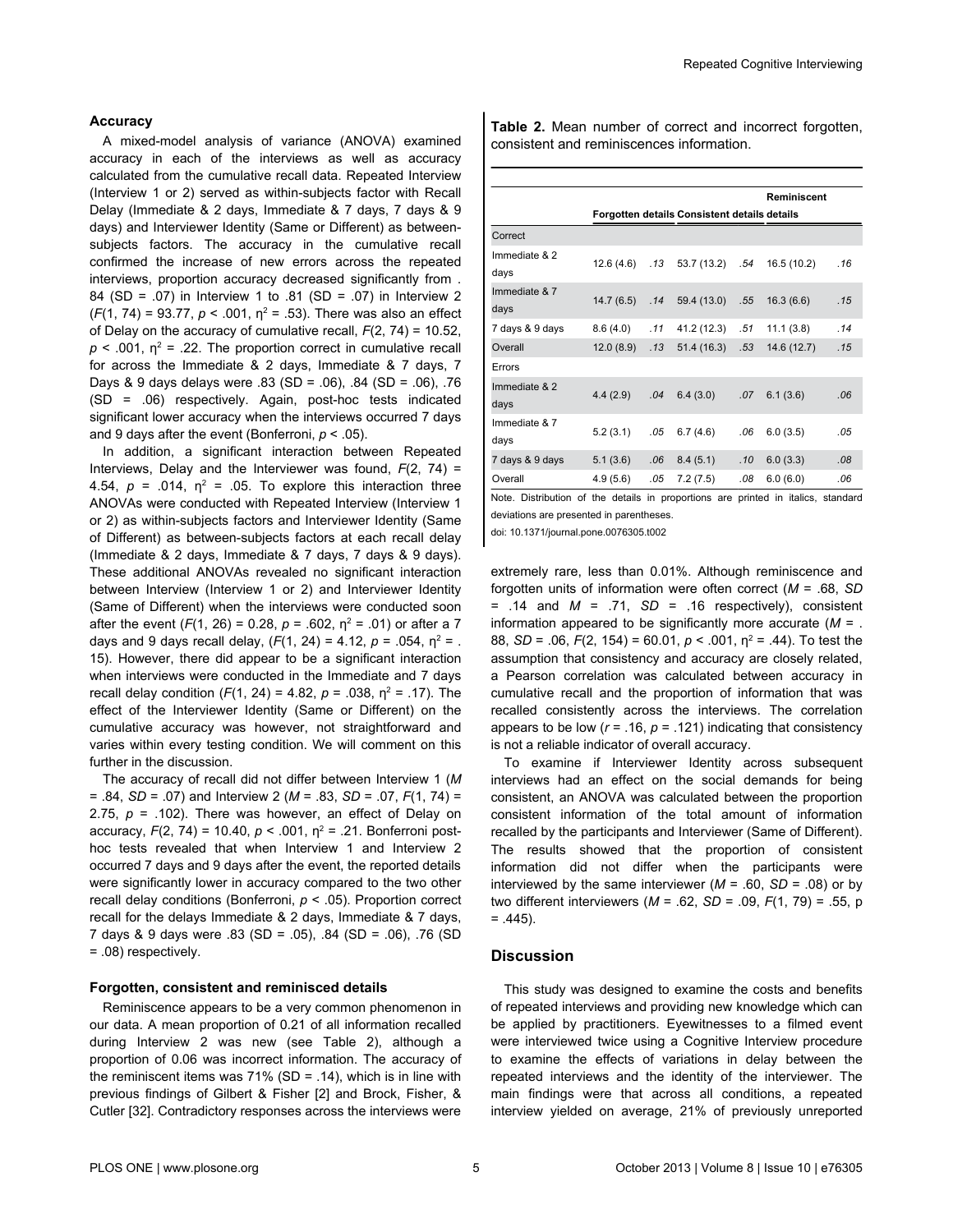### Accuracy

A mixed-model analysis of variance (ANOVA) examined accuracy in each of the interviews as well as accuracy calculated from the cumulative recall data. Repeated Interview (Interview 1 or 2) served as within-subjects factor with Recall Delay (Immediate & 2 days, Immediate & 7 days, 7 days & 9 days) and Interviewer Identity (Same or Different) as between-subjects factors. The accuracy in the cumulative recall confirmed the increase of new errors across the repeated interviews, proportion accuracy decreased significantly from .84 (SD = .07) in Interview 1 to .81 (SD = .07) in Interview 2 ($F(1, 74) = 93.77$, $p < .001$, $\eta^2 = .53$). There was also an effect of Delay on the accuracy of cumulative recall, $F(2, 74) = 10.52$, $p < .001$, $\eta^2 = .22$. The proportion correct in cumulative recall for across the Immediate & 2 days, Immediate & 7 days, 7 Days & 9 days delays were .83 (SD = .06), .84 (SD = .06), .76 (SD = .06) respectively. Again, post-hoc tests indicated significant lower accuracy when the interviews occurred 7 days and 9 days after the event (Bonferroni, $p < .05$).

In addition, a significant interaction between Repeated Interviews, Delay and the Interviewer was found, $F(2, 74) = 4.54$, $p = .014$, $\eta^2 = .05$. To explore this interaction three ANOVAs were conducted with Repeated Interview (Interview 1 or 2) as within-subjects factors and Interviewer Identity (Same of Different) as between-subjects factors at each recall delay (Immediate & 2 days, Immediate & 7 days, 7 days & 9 days). These additional ANOVAs revealed no significant interaction between Interview (Interview 1 or 2) and Interviewer Identity (Same of Different) when the interviews were conducted soon after the event ($F(1, 26) = 0.28$, $p = .602$, $\eta^2 = .01$) or after a 7 days and 9 days recall delay, ($F(1, 24) = 4.12$, $p = .054$, $\eta^2 = .15$). However, there did appear to be a significant interaction when interviews were conducted in the Immediate and 7 days recall delay condition ($F(1, 24) = 4.82$, $p = .038$, $\eta^2 = .17$). The effect of the Interviewer Identity (Same or Different) on the cumulative accuracy was however, not straightforward and varies within every testing condition. We will comment on this further in the discussion.

The accuracy of recall did not differ between Interview 1 ($M = .84$, $SD = .07$) and Interview 2 ($M = .83$, $SD = .07$, $F(1, 74) = 2.75$, $p = .102$). There was however, an effect of Delay on accuracy, $F(2, 74) = 10.40$, $p < .001$, $\eta^2 = .21$. Bonferroni post-hoc tests revealed that when Interview 1 and Interview 2 occurred 7 days and 9 days after the event, the reported details were significantly lower in accuracy compared to the two other recall delay conditions (Bonferroni, $p < .05$). Proportion correct recall for the delays Immediate & 2 days, Immediate & 7 days, 7 days & 9 days were .83 (SD = .05), .84 (SD = .06), .76 (SD = .08) respectively.

### Forgotten, consistent and reminisced details

Reminiscence appears to be a very common phenomenon in our data. A mean proportion of 0.21 of all information recalled during Interview 2 was new (see Table 2), although a proportion of 0.06 was incorrect information. The accuracy of the reminiscent items was 71% (SD = .14), which is in line with previous findings of Gilbert & Fisher [2] and Brock, Fisher, & Cutler [32]. Contradictory responses across the interviews were extremely rare, less than 0.01%. Although reminiscence and forgotten units of information were often correct ($M = .68$, $SD = .14$ and $M = .71$, $SD = .16$ respectively), consistent information appeared to be significantly more accurate ($M = .88$, $SD = .06$, $F(2, 154) = 60.01$, $p < .001$, $\eta^2 = .44$). To test the assumption that consistency and accuracy are closely related, a Pearson correlation was calculated between accuracy in cumulative recall and the proportion of information that was recalled consistently across the interviews. The correlation appears to be low ($r = .16$, $p = .121$) indicating that consistency is not a reliable indicator of overall accuracy.

To examine if Interviewer Identity across subsequent interviews had an effect on the social demands for being consistent, an ANOVA was calculated between the proportion consistent information of the total amount of information recalled by the participants and Interviewer (Same of Different). The results showed that the proportion of consistent information did not differ when the participants were interviewed by the same interviewer ($M = .60$, $SD = .08$) or by two different interviewers ($M = .62$, $SD = .09$, $F(1, 79) = .55$, p = .445).

**Table 2.** Mean number of correct and incorrect forgotten, consistent and reminiscences information.

| | Forgotten details | | Consistent details | | Reminiscent details | |
|---|---|---|---|---|---|---|
| Correct | | | | | | |
| Immediate & 2 days | 12.6 (4.6) | *.13* | 53.7 (13.2) | *.54* | 16.5 (10.2) | *.16* |
| Immediate & 7 days | 14.7 (6.5) | *.14* | 59.4 (13.0) | *.55* | 16.3 (6.6) | *.15* |
| 7 days & 9 days | 8.6 (4.0) | *.11* | 41.2 (12.3) | *.51* | 11.1 (3.8) | *.14* |
| Overall | 12.0 (8.9) | *.13* | 51.4 (16.3) | *.53* | 14.6 (12.7) | *.15* |
| Errors | | | | | | |
| Immediate & 2 days | 4.4 (2.9) | *.04* | 6.4 (3.0) | *.07* | 6.1 (3.6) | *.06* |
| Immediate & 7 days | 5.2 (3.1) | *.05* | 6.7 (4.6) | *.06* | 6.0 (3.5) | *.05* |
| 7 days & 9 days | 5.1 (3.6) | *.06* | 8.4 (5.1) | *.10* | 6.0 (3.3) | *.08* |
| Overall | 4.9 (5.6) | *.05* | 7.2 (7.5) | *.08* | 6.0 (6.0) | *.06* |

Note. Distribution of the details in proportions are printed in italics, standard deviations are presented in parentheses.

doi: 10.1371/journal.pone.0076305.t002

## Discussion

This study was designed to examine the costs and benefits of repeated interviews and providing new knowledge which can be applied by practitioners. Eyewitnesses to a filmed event were interviewed twice using a Cognitive Interview procedure to examine the effects of variations in delay between the repeated interviews and the identity of the interviewer. The main findings were that across all conditions, a repeated interview yielded on average, 21% of previously unreported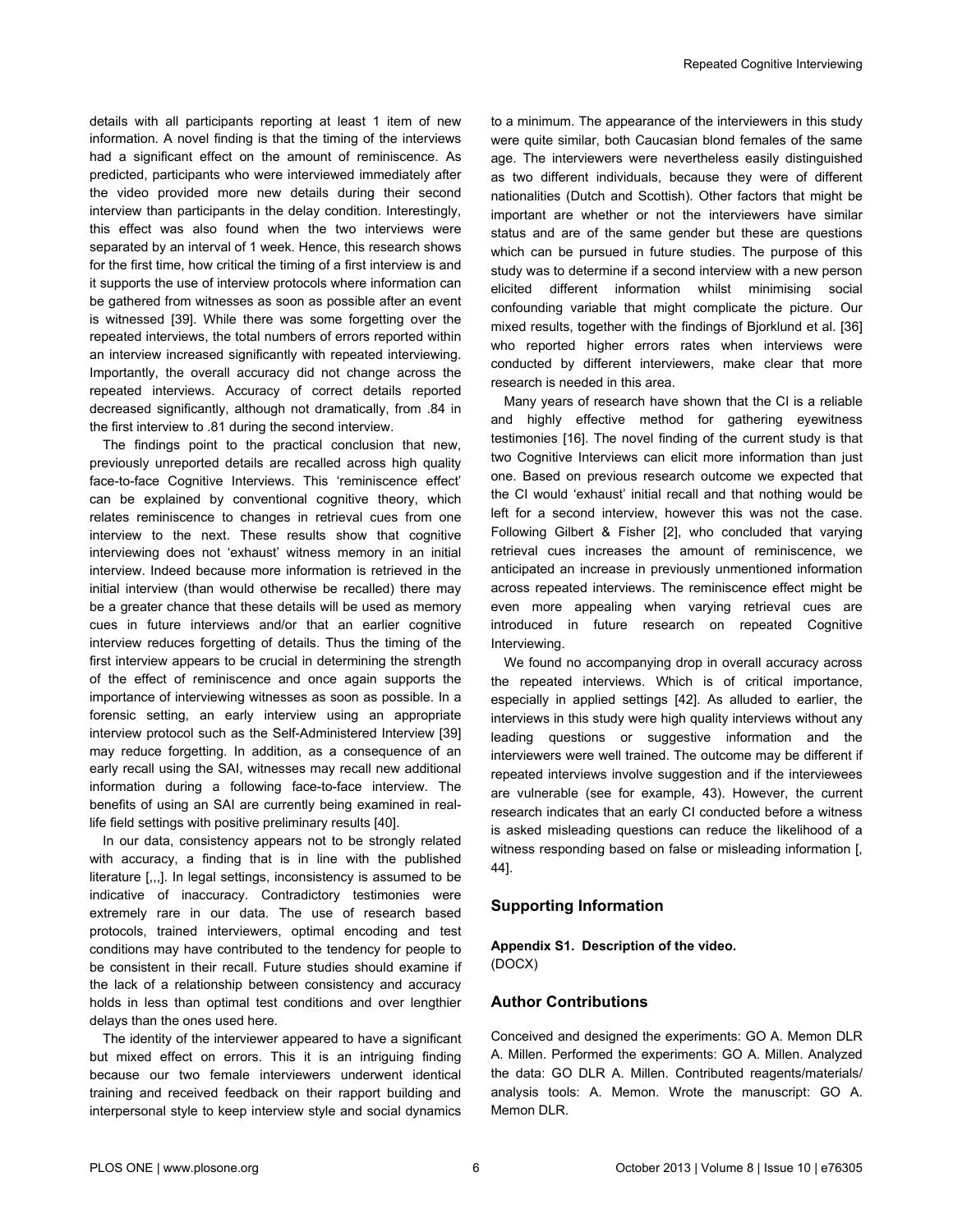details with all participants reporting at least 1 item of new information. A novel finding is that the timing of the interviews had a significant effect on the amount of reminiscence. As predicted, participants who were interviewed immediately after the video provided more new details during their second interview than participants in the delay condition. Interestingly, this effect was also found when the two interviews were separated by an interval of 1 week. Hence, this research shows for the first time, how critical the timing of a first interview is and it supports the use of interview protocols where information can be gathered from witnesses as soon as possible after an event is witnessed [39]. While there was some forgetting over the repeated interviews, the total numbers of errors reported within an interview increased significantly with repeated interviewing. Importantly, the overall accuracy did not change across the repeated interviews. Accuracy of correct details reported decreased significantly, although not dramatically, from .84 in the first interview to .81 during the second interview.

The findings point to the practical conclusion that new, previously unreported details are recalled across high quality face-to-face Cognitive Interviews. This 'reminiscence effect' can be explained by conventional cognitive theory, which relates reminiscence to changes in retrieval cues from one interview to the next. These results show that cognitive interviewing does not 'exhaust' witness memory in an initial interview. Indeed because more information is retrieved in the initial interview (than would otherwise be recalled) there may be a greater chance that these details will be used as memory cues in future interviews and/or that an earlier cognitive interview reduces forgetting of details. Thus the timing of the first interview appears to be crucial in determining the strength of the effect of reminiscence and once again supports the importance of interviewing witnesses as soon as possible. In a forensic setting, an early interview using an appropriate interview protocol such as the Self-Administered Interview [39] may reduce forgetting. In addition, as a consequence of an early recall using the SAI, witnesses may recall new additional information during a following face-to-face interview. The benefits of using an SAI are currently being examined in real-life field settings with positive preliminary results [40].

In our data, consistency appears not to be strongly related with accuracy, a finding that is in line with the published literature [,,,]. In legal settings, inconsistency is assumed to be indicative of inaccuracy. Contradictory testimonies were extremely rare in our data. The use of research based protocols, trained interviewers, optimal encoding and test conditions may have contributed to the tendency for people to be consistent in their recall. Future studies should examine if the lack of a relationship between consistency and accuracy holds in less than optimal test conditions and over lengthier delays than the ones used here.

The identity of the interviewer appeared to have a significant but mixed effect on errors. This it is an intriguing finding because our two female interviewers underwent identical training and received feedback on their rapport building and interpersonal style to keep interview style and social dynamics to a minimum. The appearance of the interviewers in this study were quite similar, both Caucasian blond females of the same age. The interviewers were nevertheless easily distinguished as two different individuals, because they were of different nationalities (Dutch and Scottish). Other factors that might be important are whether or not the interviewers have similar status and are of the same gender but these are questions which can be pursued in future studies. The purpose of this study was to determine if a second interview with a new person elicited different information whilst minimising social confounding variable that might complicate the picture. Our mixed results, together with the findings of Bjorklund et al. [36] who reported higher errors rates when interviews were conducted by different interviewers, make clear that more research is needed in this area.

Many years of research have shown that the CI is a reliable and highly effective method for gathering eyewitness testimonies [16]. The novel finding of the current study is that two Cognitive Interviews can elicit more information than just one. Based on previous research outcome we expected that the CI would 'exhaust' initial recall and that nothing would be left for a second interview, however this was not the case. Following Gilbert & Fisher [2], who concluded that varying retrieval cues increases the amount of reminiscence, we anticipated an increase in previously unmentioned information across repeated interviews. The reminiscence effect might be even more appealing when varying retrieval cues are introduced in future research on repeated Cognitive Interviewing.

We found no accompanying drop in overall accuracy across the repeated interviews. Which is of critical importance, especially in applied settings [42]. As alluded to earlier, the interviews in this study were high quality interviews without any leading questions or suggestive information and the interviewers were well trained. The outcome may be different if repeated interviews involve suggestion and if the interviewees are vulnerable (see for example, 43). However, the current research indicates that an early CI conducted before a witness is asked misleading questions can reduce the likelihood of a witness responding based on false or misleading information [, 44].

## Supporting Information

**Appendix S1. Description of the video.**
(DOCX)

## Author Contributions

Conceived and designed the experiments: GO A. Memon DLR A. Millen. Performed the experiments: GO A. Millen. Analyzed the data: GO DLR A. Millen. Contributed reagents/materials/analysis tools: A. Memon. Wrote the manuscript: GO A. Memon DLR.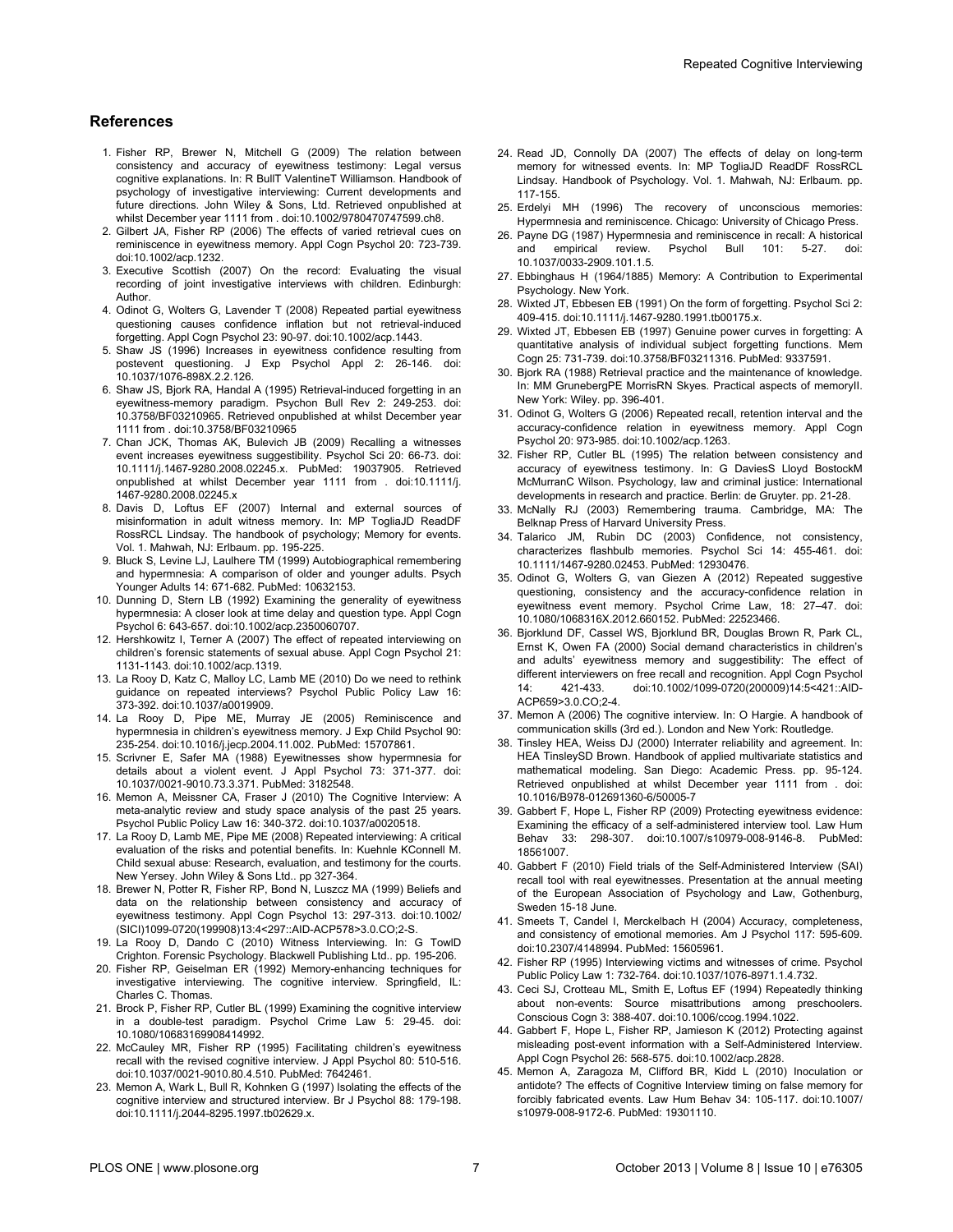## References

1. Fisher RP, Brewer N, Mitchell G (2009) The relation between consistency and accuracy of eyewitness testimony: Legal versus cognitive explanations. In: R BullT ValentineT Williamson. Handbook of psychology of investigative interviewing: Current developments and future directions. John Wiley & Sons, Ltd. Retrieved onpublished at whilst December year 1111 from . doi:10.1002/9780470747599.ch8.
2. Gilbert JA, Fisher RP (2006) The effects of varied retrieval cues on reminiscence in eyewitness memory. Appl Cogn Psychol 20: 723-739. doi:10.1002/acp.1232.
3. Executive Scottish (2007) On the record: Evaluating the visual recording of joint investigative interviews with children. Edinburgh: Author.
4. Odinot G, Wolters G, Lavender T (2008) Repeated partial eyewitness questioning causes confidence inflation but not retrieval-induced forgetting. Appl Cogn Psychol 23: 90-97. doi:10.1002/acp.1443.
5. Shaw JS (1996) Increases in eyewitness confidence resulting from postevent questioning. J Exp Psychol Appl 2: 26-146. doi: 10.1037/1076-898X.2.2.126.
6. Shaw JS, Bjork RA, Handal A (1995) Retrieval-induced forgetting in an eyewitness-memory paradigm. Psychon Bull Rev 2: 249-253. doi: 10.3758/BF03210965. Retrieved onpublished at whilst December year 1111 from . doi:10.3758/BF03210965
7. Chan JCK, Thomas AK, Bulevich JB (2009) Recalling a witnesses event increases eyewitness suggestibility. Psychol Sci 20: 66-73. doi: 10.1111/j.1467-9280.2008.02245.x. PubMed: 19037905. Retrieved onpublished at whilst December year 1111 from . doi:10.1111/j.1467-9280.2008.02245.x
8. Davis D, Loftus EF (2007) Internal and external sources of misinformation in adult witness memory. In: MP TogliaJD ReadDF RossRCL Lindsay. The handbook of psychology; Memory for events. Vol. 1. Mahwah, NJ: Erlbaum. pp. 195-225.
9. Bluck S, Levine LJ, Laulhere TM (1999) Autobiographical remembering and hypermnesia: A comparison of older and younger adults. Psych Younger Adults 14: 671-682. PubMed: 10632153.
10. Dunning D, Stern LB (1992) Examining the generality of eyewitness hypermnesia: A closer look at time delay and question type. Appl Cogn Psychol 6: 643-657. doi:10.1002/acp.2350060707.
12. Hershkowitz I, Terner A (2007) The effect of repeated interviewing on children's forensic statements of sexual abuse. Appl Cogn Psychol 21: 1131-1143. doi:10.1002/acp.1319.
13. La Rooy D, Katz C, Malloy LC, Lamb ME (2010) Do we need to rethink guidance on repeated interviews? Psychol Public Policy Law 16: 373-392. doi:10.1037/a0019909.
14. La Rooy D, Pipe ME, Murray JE (2005) Reminiscence and hypermnesia in children's eyewitness memory. J Exp Child Psychol 90: 235-254. doi:10.1016/j.jecp.2004.11.002. PubMed: 15707861.
15. Scrivner E, Safer MA (1988) Eyewitnesses show hypermnesia for details about a violent event. J Appl Psychol 73: 371-377. doi: 10.1037/0021-9010.73.3.371. PubMed: 3182548.
16. Memon A, Meissner CA, Fraser J (2010) The Cognitive Interview: A meta-analytic review and study space analysis of the past 25 years. Psychol Public Policy Law 16: 340-372. doi:10.1037/a0020518.
17. La Rooy D, Lamb ME, Pipe ME (2008) Repeated interviewing: A critical evaluation of the risks and potential benefits. In: Kuehnle KConnell M. Child sexual abuse: Research, evaluation, and testimony for the courts. New Yersey. John Wiley & Sons Ltd.. pp 327-364.
18. Brewer N, Potter R, Fisher RP, Bond N, Luszcz MA (1999) Beliefs and data on the relationship between consistency and accuracy of eyewitness testimony. Appl Cogn Psychol 13: 297-313. doi:10.1002/(SICI)1099-0720(199908)13:4<297::AID-ACP578>3.0.CO;2-S.
19. La Rooy D, Dando C (2010) Witness Interviewing. In: G TowlD Crighton. Forensic Psychology. Blackwell Publishing Ltd.. pp. 195-206.
20. Fisher RP, Geiselman ER (1992) Memory-enhancing techniques for investigative interviewing. The cognitive interview. Springfield, IL: Charles C. Thomas.
21. Brock P, Fisher RP, Cutler BL (1999) Examining the cognitive interview in a double-test paradigm. Psychol Crime Law 5: 29-45. doi: 10.1080/10683169908414992.
22. McCauley MR, Fisher RP (1995) Facilitating children's eyewitness recall with the revised cognitive interview. J Appl Psychol 80: 510-516. doi:10.1037/0021-9010.80.4.510. PubMed: 7642461.
23. Memon A, Wark L, Bull R, Kohnken G (1997) Isolating the effects of the cognitive interview and structured interview. Br J Psychol 88: 179-198. doi:10.1111/j.2044-8295.1997.tb02629.x.
24. Read JD, Connolly DA (2007) The effects of delay on long-term memory for witnessed events. In: MP TogliaJD ReadDF RossRCL Lindsay. Handbook of Psychology. Vol. 1. Mahwah, NJ: Erlbaum. pp. 117-155.
25. Erdelyi MH (1996) The recovery of unconscious memories: Hypermnesia and reminiscence. Chicago: University of Chicago Press.
26. Payne DG (1987) Hypermnesia and reminiscence in recall: A historical and empirical review. Psychol Bull 101: 5-27. doi: 10.1037/0033-2909.101.1.5.
27. Ebbinghaus H (1964/1885) Memory: A Contribution to Experimental Psychology. New York.
28. Wixted JT, Ebbesen EB (1991) On the form of forgetting. Psychol Sci 2: 409-415. doi:10.1111/j.1467-9280.1991.tb00175.x.
29. Wixted JT, Ebbesen EB (1997) Genuine power curves in forgetting: A quantitative analysis of individual subject forgetting functions. Mem Cogn 25: 731-739. doi:10.3758/BF03211316. PubMed: 9337591.
30. Bjork RA (1988) Retrieval practice and the maintenance of knowledge. In: MM GrunebergPE MorrisRN Skyes. Practical aspects of memoryII. New York: Wiley. pp. 396-401.
31. Odinot G, Wolters G (2006) Repeated recall, retention interval and the accuracy-confidence relation in eyewitness memory. Appl Cogn Psychol 20: 973-985. doi:10.1002/acp.1263.
32. Fisher RP, Cutler BL (1995) The relation between consistency and accuracy of eyewitness testimony. In: G DaviesS Lloyd BostockM McMurranC Wilson. Psychology, law and criminal justice: International developments in research and practice. Berlin: de Gruyter. pp. 21-28.
33. McNally RJ (2003) Remembering trauma. Cambridge, MA: The Belknap Press of Harvard University Press.
34. Talarico JM, Rubin DC (2003) Confidence, not consistency, characterizes flashbulb memories. Psychol Sci 14: 455-461. doi: 10.1111/1467-9280.02453. PubMed: 12930476.
35. Odinot G, Wolters G, van Giezen A (2012) Repeated suggestive questioning, consistency and the accuracy-confidence relation in eyewitness event memory. Psychol Crime Law, 18: 27–47. doi: 10.1080/1068316X.2012.660152. PubMed: 22523466.
36. Bjorklund DF, Cassel WS, Bjorklund BR, Douglas Brown R, Park CL, Ernst K, Owen FA (2000) Social demand characteristics in children's and adults' eyewitness memory and suggestibility: The effect of different interviewers on free recall and recognition. Appl Cogn Psychol 14: 421-433. doi:10.1002/1099-0720(200009)14:5<421::AID-ACP659>3.0.CO;2-4.
37. Memon A (2006) The cognitive interview. In: O Hargie. A handbook of communication skills (3rd ed.). London and New York: Routledge.
38. Tinsley HEA, Weiss DJ (2000) Interrater reliability and agreement. In: HEA TinsleySD Brown. Handbook of applied multivariate statistics and mathematical modeling. San Diego: Academic Press. pp. 95-124. Retrieved onpublished at whilst December year 1111 from . doi: 10.1016/B978-012691360-6/50005-7
39. Gabbert F, Hope L, Fisher RP (2009) Protecting eyewitness evidence: Examining the efficacy of a self-administered interview tool. Law Hum Behav 33: 298-307. doi:10.1007/s10979-008-9146-8. PubMed: 18561007.
40. Gabbert F (2010) Field trials of the Self-Administered Interview (SAI) recall tool with real eyewitnesses. Presentation at the annual meeting of the European Association of Psychology and Law, Gothenburg, Sweden 15-18 June.
41. Smeets T, Candel I, Merckelbach H (2004) Accuracy, completeness, and consistency of emotional memories. Am J Psychol 117: 595-609. doi:10.2307/4148994. PubMed: 15605961.
42. Fisher RP (1995) Interviewing victims and witnesses of crime. Psychol Public Policy Law 1: 732-764. doi:10.1037/1076-8971.1.4.732.
43. Ceci SJ, Crotteau ML, Smith E, Loftus EF (1994) Repeatedly thinking about non-events: Source misattributions among preschoolers. Conscious Cogn 3: 388-407. doi:10.1006/ccog.1994.1022.
44. Gabbert F, Hope L, Fisher RP, Jamieson K (2012) Protecting against misleading post-event information with a Self-Administered Interview. Appl Cogn Psychol 26: 568-575. doi:10.1002/acp.2828.
45. Memon A, Zaragoza M, Clifford BR, Kidd L (2010) Inoculation or antidote? The effects of Cognitive Interview timing on false memory for forcibly fabricated events. Law Hum Behav 34: 105-117. doi:10.1007/s10979-008-9172-6. PubMed: 19301110.